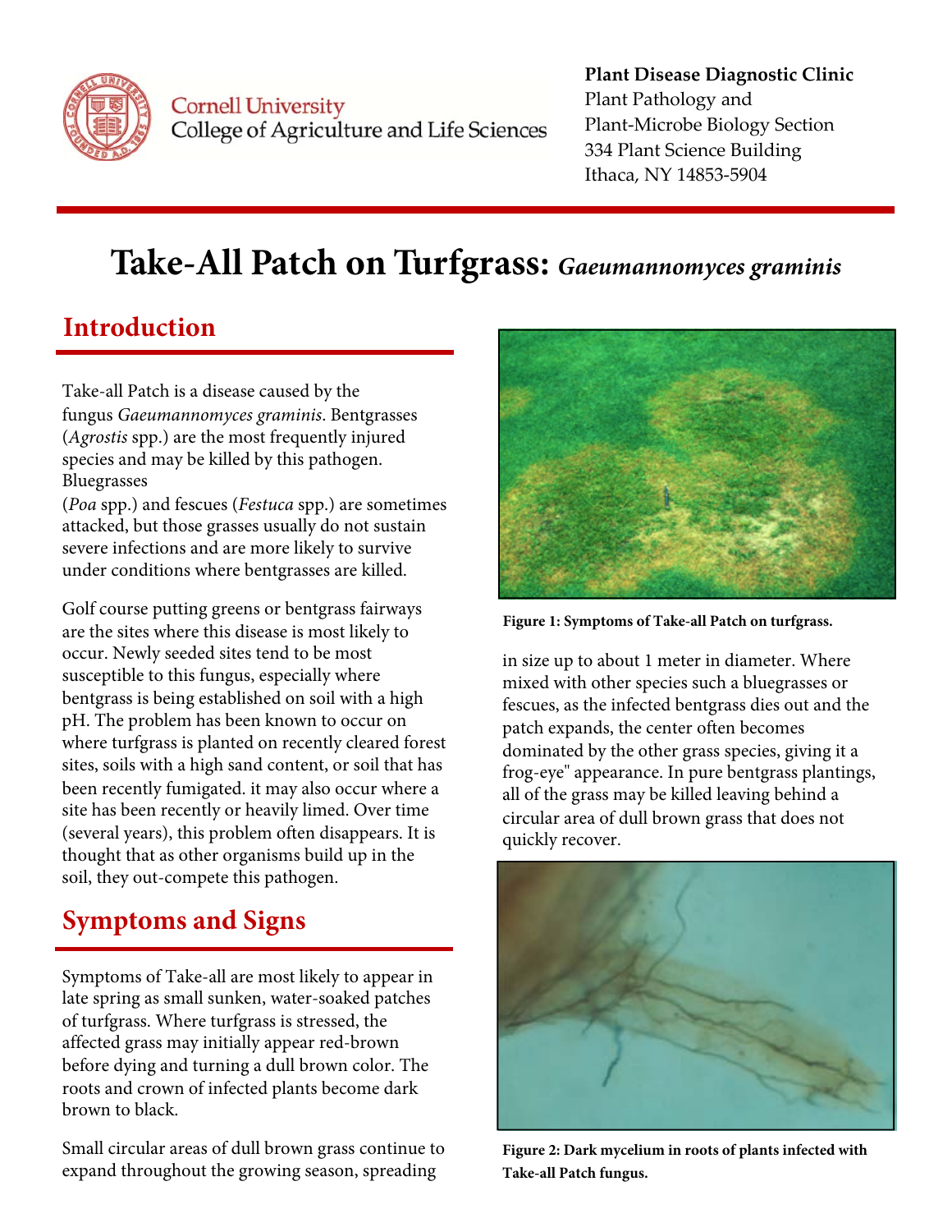Plant Disease Diagnostic Clinic
Plant Pathology and
Plant-Microbe Biology Section
334 Plant Science Building
Ithaca, NY 14853-5904

# Take-All Patch on Turfgrass: *Gaeumannomyces graminis*

## Introduction

Take-all Patch is a disease caused by the fungus *Gaeumannomyces graminis*. Bentgrasses (*Agrostis* spp.) are the most frequently injured species and may be killed by this pathogen. Bluegrasses (*Poa* spp.) and fescues (*Festuca* spp.) are sometimes attacked, but those grasses usually do not sustain severe infections and are more likely to survive under conditions where bentgrasses are killed.

Golf course putting greens or bentgrass fairways are the sites where this disease is most likely to occur. Newly seeded sites tend to be most susceptible to this fungus, especially where bentgrass is being established on soil with a high pH. The problem has been known to occur on where turfgrass is planted on recently cleared forest sites, soils with a high sand content, or soil that has been recently fumigated. it may also occur where a site has been recently or heavily limed. Over time (several years), this problem often disappears. It is thought that as other organisms build up in the soil, they out-compete this pathogen.

## Symptoms and Signs

Symptoms of Take-all are most likely to appear in late spring as small sunken, water-soaked patches of turfgrass. Where turfgrass is stressed, the affected grass may initially appear red-brown before dying and turning a dull brown color. The roots and crown of infected plants become dark brown to black.

Small circular areas of dull brown grass continue to expand throughout the growing season, spreading in size up to about 1 meter in diameter. Where mixed with other species such a bluegrasses or fescues, as the infected bentgrass dies out and the patch expands, the center often becomes dominated by the other grass species, giving it a frog-eye" appearance. In pure bentgrass plantings, all of the grass may be killed leaving behind a circular area of dull brown grass that does not quickly recover.

**Figure 1: Symptoms of Take-all Patch on turfgrass.**

**Figure 2: Dark mycelium in roots of plants infected with Take-all Patch fungus.**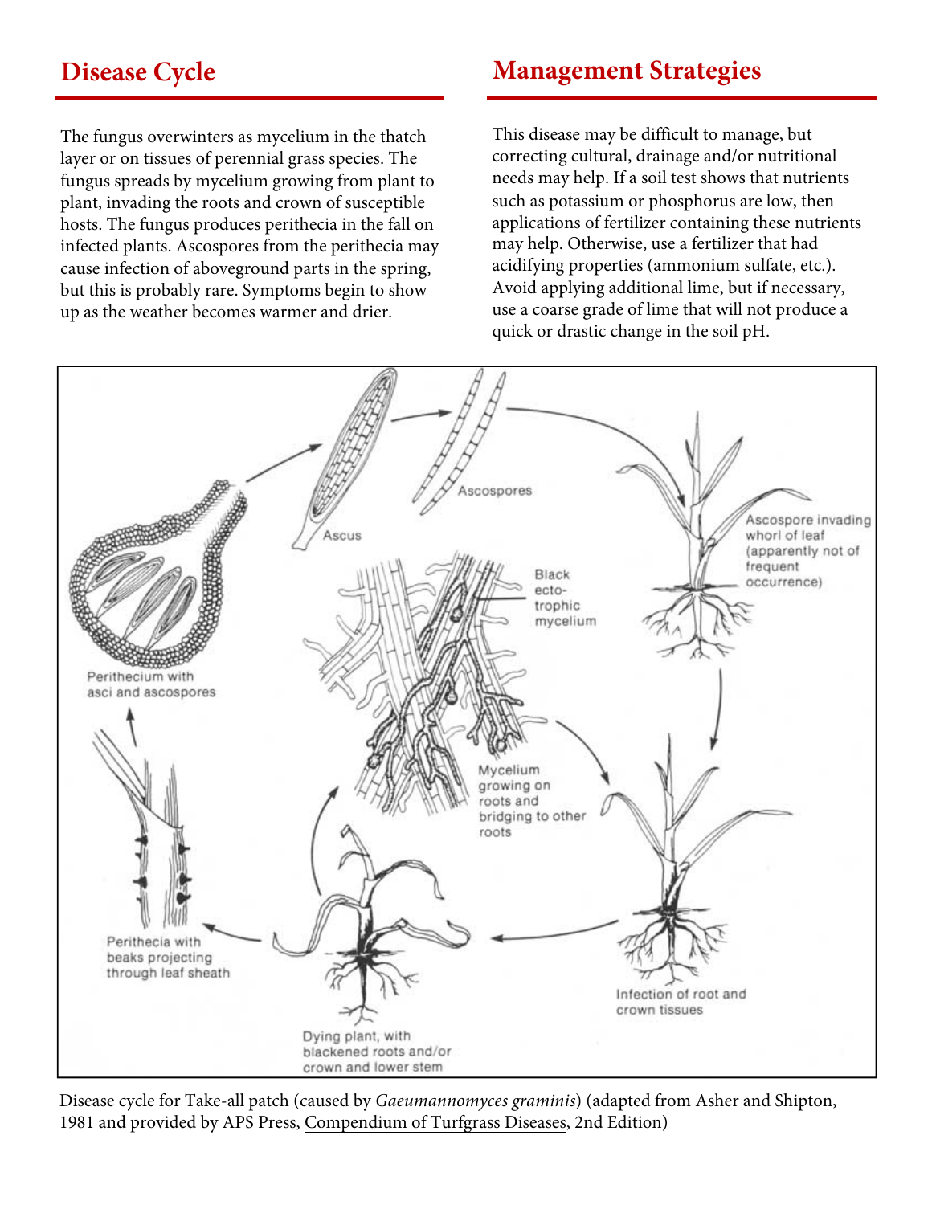## Disease Cycle

The fungus overwinters as mycelium in the thatch layer or on tissues of perennial grass species. The fungus spreads by mycelium growing from plant to plant, invading the roots and crown of susceptible hosts. The fungus produces perithecia in the fall on infected plants. Ascospores from the perithecia may cause infection of aboveground parts in the spring, but this is probably rare. Symptoms begin to show up as the weather becomes warmer and drier.

## Management Strategies

This disease may be difficult to manage, but correcting cultural, drainage and/or nutritional needs may help. If a soil test shows that nutrients such as potassium or phosphorus are low, then applications of fertilizer containing these nutrients may help. Otherwise, use a fertilizer that had acidifying properties (ammonium sulfate, etc.). Avoid applying additional lime, but if necessary, use a coarse grade of lime that will not produce a quick or drastic change in the soil pH.

Disease cycle for Take-all patch (caused by *Gaeumannomyces graminis*) (adapted from Asher and Shipton, 1981 and provided by APS Press, Compendium of Turfgrass Diseases, 2nd Edition)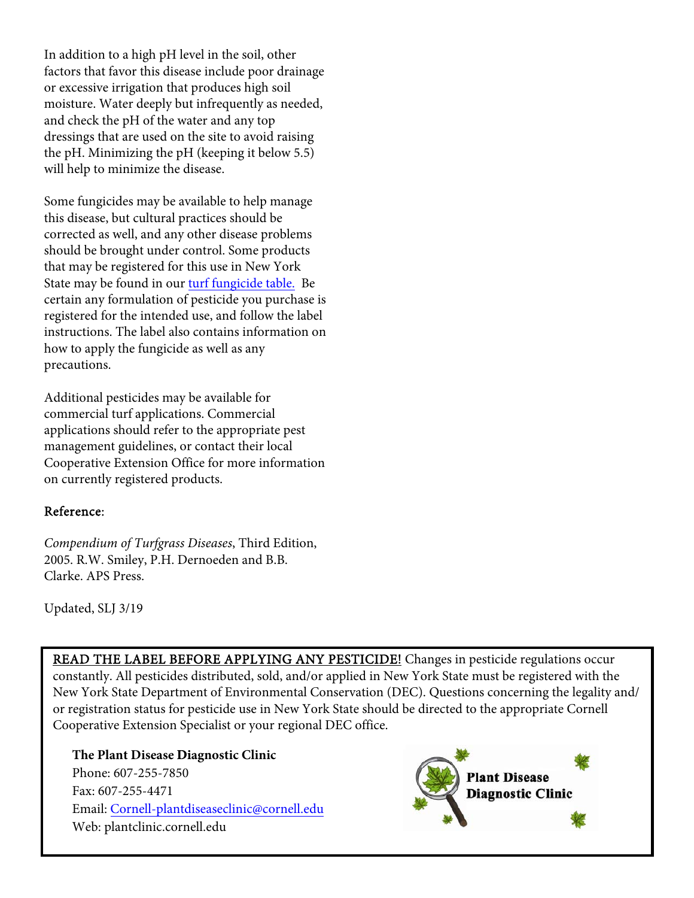In addition to a high pH level in the soil, other factors that favor this disease include poor drainage or excessive irrigation that produces high soil moisture. Water deeply but infrequently as needed, and check the pH of the water and any top dressings that are used on the site to avoid raising the pH. Minimizing the pH (keeping it below 5.5) will help to minimize the disease.

Some fungicides may be available to help manage this disease, but cultural practices should be corrected as well, and any other disease problems should be brought under control. Some products that may be registered for this use in New York State may be found in our turf fungicide table. Be certain any formulation of pesticide you purchase is registered for the intended use, and follow the label instructions. The label also contains information on how to apply the fungicide as well as any precautions.

Additional pesticides may be available for commercial turf applications. Commercial applications should refer to the appropriate pest management guidelines, or contact their local Cooperative Extension Office for more information on currently registered products.

## Reference:

*Compendium of Turfgrass Diseases*, Third Edition, 2005. R.W. Smiley, P.H. Dernoeden and B.B. Clarke. APS Press.

Updated, SLJ 3/19

---

**READ THE LABEL BEFORE APPLYING ANY PESTICIDE!** Changes in pesticide regulations occur constantly. All pesticides distributed, sold, and/or applied in New York State must be registered with the New York State Department of Environmental Conservation (DEC). Questions concerning the legality and/or registration status for pesticide use in New York State should be directed to the appropriate Cornell Cooperative Extension Specialist or your regional DEC office.

**The Plant Disease Diagnostic Clinic**
Phone: 607-255-7850
Fax: 607-255-4471
Email: Cornell-plantdiseaseclinic@cornell.edu
Web: plantclinic.cornell.edu

Plant Disease Diagnostic Clinic